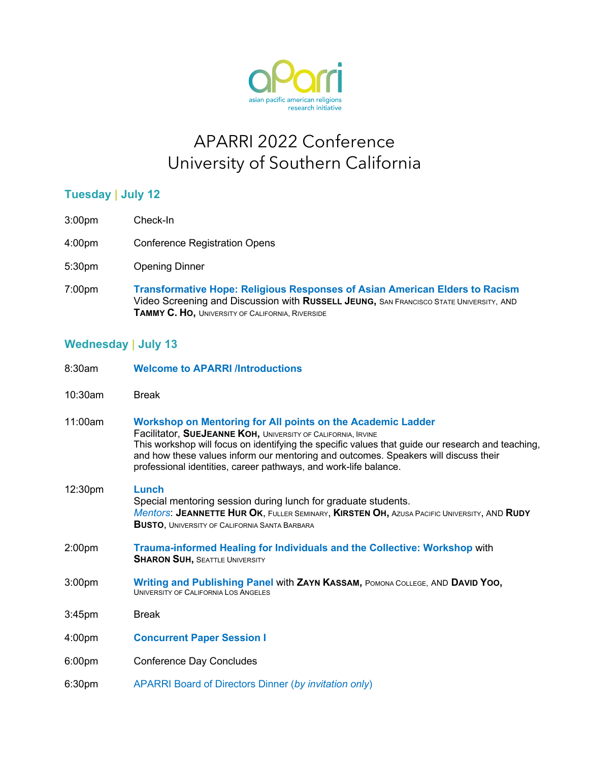aParri
asian pacific american religions research initiative

# APARRI 2022 Conference
# University of Southern California

## Tuesday | July 12

3:00pm Check-In

4:00pm Conference Registration Opens

5:30pm Opening Dinner

7:00pm **Transformative Hope: Religious Responses of Asian American Elders to Racism**
Video Screening and Discussion with **Russell Jeung,** San Francisco State University, and **Tammy C. Ho,** University of California, Riverside

## Wednesday | July 13

8:30am **Welcome to APARRI /Introductions**

10:30am Break

11:00am **Workshop on Mentoring for All points on the Academic Ladder**
Facilitator, **SueJeanne Koh,** University of California, Irvine
This workshop will focus on identifying the specific values that guide our research and teaching, and how these values inform our mentoring and outcomes. Speakers will discuss their professional identities, career pathways, and work-life balance.

12:30pm **Lunch**
Special mentoring session during lunch for graduate students.
*Mentors*: **Jeannette Hur Ok**, Fuller Seminary, **Kirsten Oh,** Azusa Pacific University, and **Rudy Busto**, University of California Santa Barbara

2:00pm **Trauma-informed Healing for Individuals and the Collective: Workshop** with **Sharon Suh,** Seattle University

3:00pm **Writing and Publishing Panel** with **Zayn Kassam,** Pomona College, and **David Yoo,** University of California Los Angeles

3:45pm Break

4:00pm **Concurrent Paper Session I**

6:00pm Conference Day Concludes

6:30pm APARRI Board of Directors Dinner (*by invitation only*)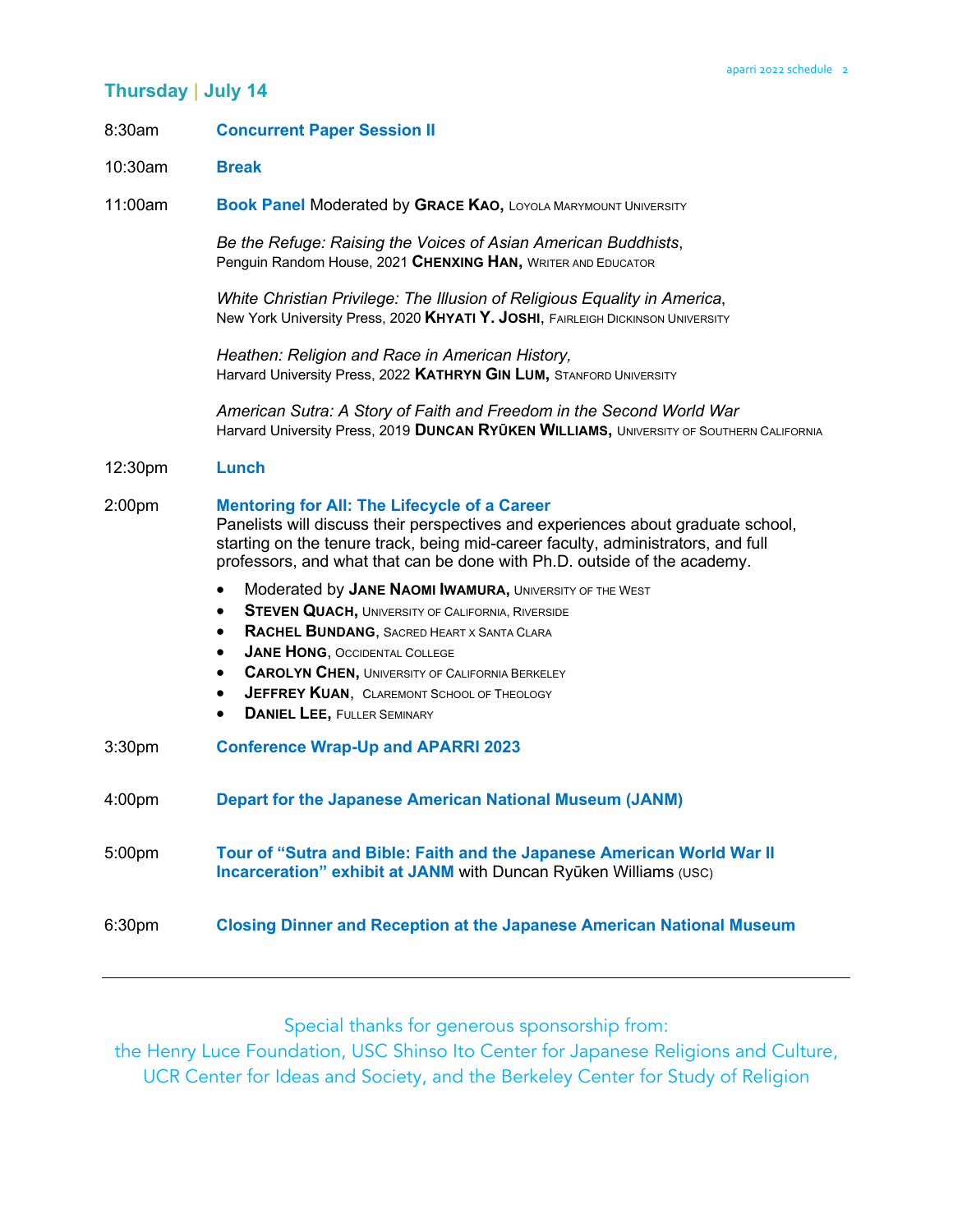## Thursday | July 14

8:30am **Concurrent Paper Session II**

10:30am **Break**

11:00am **Book Panel** Moderated by **GRACE KAO,** LOYOLA MARYMOUNT UNIVERSITY

*Be the Refuge: Raising the Voices of Asian American Buddhists*, Penguin Random House, 2021 **CHENXING HAN,** WRITER AND EDUCATOR

*White Christian Privilege: The Illusion of Religious Equality in America*, New York University Press, 2020 **KHYATI Y. JOSHI,** FAIRLEIGH DICKINSON UNIVERSITY

*Heathen: Religion and Race in American History,* Harvard University Press, 2022 **KATHRYN GIN LUM,** STANFORD UNIVERSITY

*American Sutra: A Story of Faith and Freedom in the Second World War* Harvard University Press, 2019 **DUNCAN RYŪKEN WILLIAMS,** UNIVERSITY OF SOUTHERN CALIFORNIA

12:30pm **Lunch**

2:00pm **Mentoring for All: The Lifecycle of a Career**
Panelists will discuss their perspectives and experiences about graduate school, starting on the tenure track, being mid-career faculty, administrators, and full professors, and what that can be done with Ph.D. outside of the academy.

- Moderated by **JANE NAOMI IWAMURA,** UNIVERSITY OF THE WEST
- **STEVEN QUACH,** UNIVERSITY OF CALIFORNIA, RIVERSIDE
- **RACHEL BUNDANG**, SACRED HEART X SANTA CLARA
- **JANE HONG**, OCCIDENTAL COLLEGE
- **CAROLYN CHEN,** UNIVERSITY OF CALIFORNIA BERKELEY
- **JEFFREY KUAN**, CLAREMONT SCHOOL OF THEOLOGY
- **DANIEL LEE,** FULLER SEMINARY

3:30pm **Conference Wrap-Up and APARRI 2023**

4:00pm **Depart for the Japanese American National Museum (JANM)**

5:00pm **Tour of "Sutra and Bible: Faith and the Japanese American World War II Incarceration" exhibit at JANM** with Duncan Ryūken Williams (USC)

6:30pm **Closing Dinner and Reception at the Japanese American National Museum**

---

Special thanks for generous sponsorship from:
the Henry Luce Foundation, USC Shinso Ito Center for Japanese Religions and Culture, UCR Center for Ideas and Society, and the Berkeley Center for Study of Religion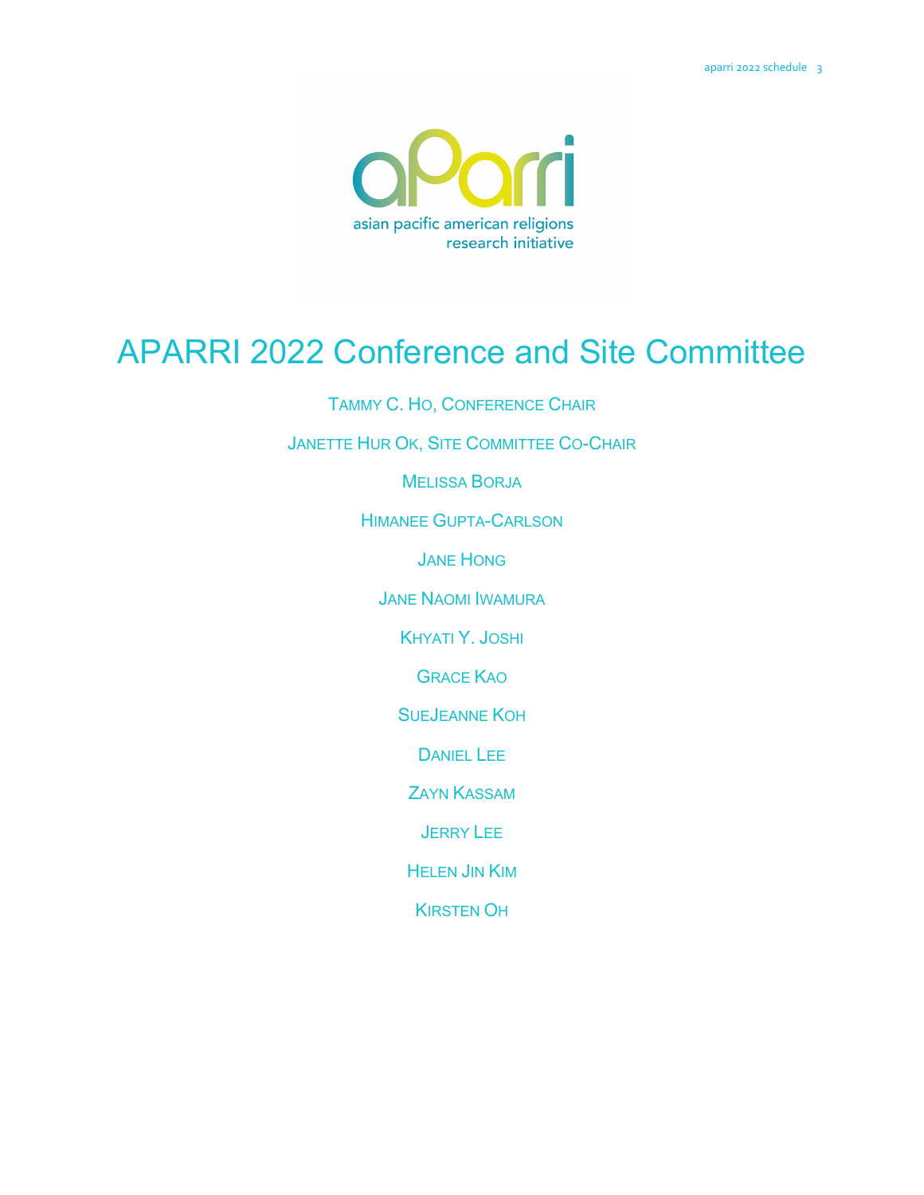aparri

asian pacific american religions research initiative

# APARRI 2022 Conference and Site Committee

TAMMY C. HO, CONFERENCE CHAIR

JANETTE HUR OK, SITE COMMITTEE CO-CHAIR

MELISSA BORJA

HIMANEE GUPTA-CARLSON

JANE HONG

JANE NAOMI IWAMURA

KHYATI Y. JOSHI

GRACE KAO

SUEJEANNE KOH

DANIEL LEE

ZAYN KASSAM

JERRY LEE

HELEN JIN KIM

KIRSTEN OH